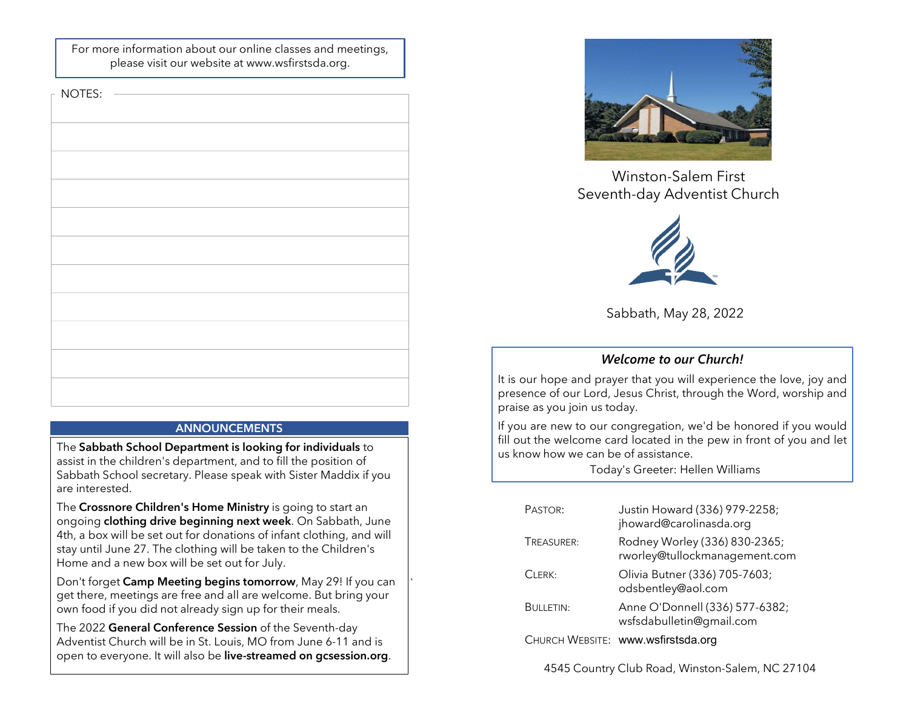For more information about our online classes and meetings, please visit our website at www.wsfirstsda.org.

NOTES:

## ANNOUNCEMENTS

The **Sabbath School Department is looking for individuals** to assist in the children's department, and to fill the position of Sabbath School secretary. Please speak with Sister Maddix if you are interested.

The **Crossnore Children's Home Ministry** is going to start an ongoing **clothing drive beginning next week**. On Sabbath, June 4th, a box will be set out for donations of infant clothing, and will stay until June 27. The clothing will be taken to the Children's Home and a new box will be set out for July.

Don't forget **Camp Meeting begins tomorrow**, May 29! If you can get there, meetings are free and all are welcome. But bring your own food if you did not already sign up for their meals.

The 2022 **General Conference Session** of the Seventh-day Adventist Church will be in St. Louis, MO from June 6-11 and is open to everyone. It will also be **live-streamed on gcsession.org**.

# Winston-Salem First Seventh-day Adventist Church

Sabbath, May 28, 2022

### *Welcome to our Church!*

It is our hope and prayer that you will experience the love, joy and presence of our Lord, Jesus Christ, through the Word, worship and praise as you join us today.

If you are new to our congregation, we'd be honored if you would fill out the welcome card located in the pew in front of you and let us know how we can be of assistance.

Today's Greeter: Hellen Williams

| | |
|---|---|
| PASTOR: | Justin Howard (336) 979-2258; jhoward@carolinasda.org |
| TREASURER: | Rodney Worley (336) 830-2365; rworley@tullockmanagement.com |
| CLERK: | Olivia Butner (336) 705-7603; odsbentley@aol.com |
| BULLETIN: | Anne O'Donnell (336) 577-6382; wsfsdabulletin@gmail.com |
| CHURCH WEBSITE: | www.wsfirstsda.org |

4545 Country Club Road, Winston-Salem, NC 27104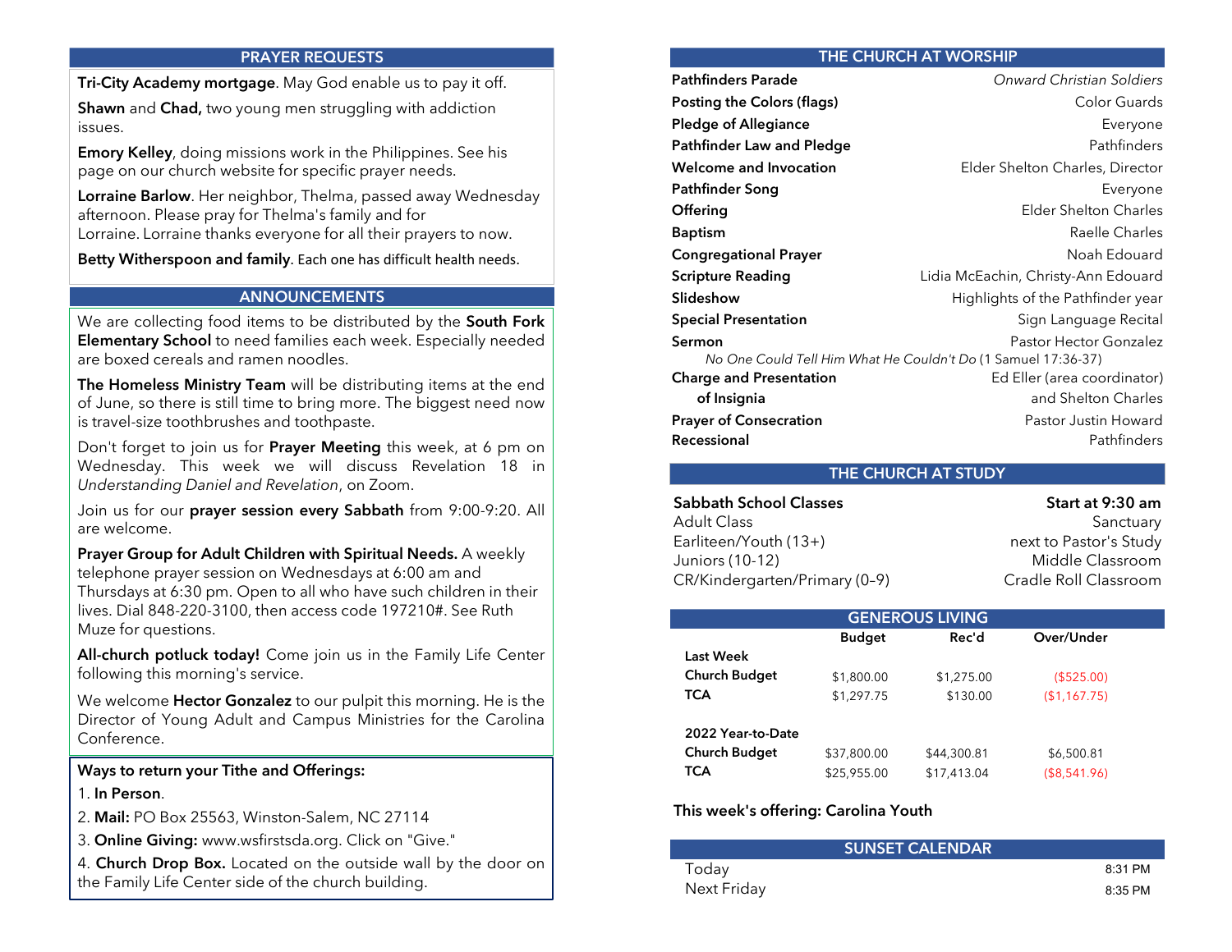## PRAYER REQUESTS

**Tri-City Academy mortgage**. May God enable us to pay it off.

**Shawn** and **Chad,** two young men struggling with addiction issues.

**Emory Kelley**, doing missions work in the Philippines. See his page on our church website for specific prayer needs.

**Lorraine Barlow**. Her neighbor, Thelma, passed away Wednesday afternoon. Please pray for Thelma's family and for Lorraine. Lorraine thanks everyone for all their prayers to now.

**Betty Witherspoon and family**. Each one has difficult health needs.

## ANNOUNCEMENTS

We are collecting food items to be distributed by the **South Fork Elementary School** to need families each week. Especially needed are boxed cereals and ramen noodles.

**The Homeless Ministry Team** will be distributing items at the end of June, so there is still time to bring more. The biggest need now is travel-size toothbrushes and toothpaste.

Don't forget to join us for **Prayer Meeting** this week, at 6 pm on Wednesday. This week we will discuss Revelation 18 in *Understanding Daniel and Revelation*, on Zoom.

Join us for our **prayer session every Sabbath** from 9:00-9:20. All are welcome.

**Prayer Group for Adult Children with Spiritual Needs.** A weekly telephone prayer session on Wednesdays at 6:00 am and Thursdays at 6:30 pm. Open to all who have such children in their lives. Dial 848-220-3100, then access code 197210#. See Ruth Muze for questions.

**All-church potluck today!** Come join us in the Family Life Center following this morning's service.

We welcome **Hector Gonzalez** to our pulpit this morning. He is the Director of Young Adult and Campus Ministries for the Carolina Conference.

**Ways to return your Tithe and Offerings:**

1. **In Person**.
2. **Mail:** PO Box 25563, Winston-Salem, NC 27114
3. **Online Giving:** www.wsfirstsda.org. Click on "Give."
4. **Church Drop Box.** Located on the outside wall by the door on the Family Life Center side of the church building.

## THE CHURCH AT WORSHIP

| | |
|---|---|
| **Pathfinders Parade** | *Onward Christian Soldiers* |
| **Posting the Colors (flags)** | Color Guards |
| **Pledge of Allegiance** | Everyone |
| **Pathfinder Law and Pledge** | Pathfinders |
| **Welcome and Invocation** | Elder Shelton Charles, Director |
| **Pathfinder Song** | Everyone |
| **Offering** | Elder Shelton Charles |
| **Baptism** | Raelle Charles |
| **Congregational Prayer** | Noah Edouard |
| **Scripture Reading** | Lidia McEachin, Christy-Ann Edouard |
| **Slideshow** | Highlights of the Pathfinder year |
| **Special Presentation** | Sign Language Recital |
| **Sermon** | Pastor Hector Gonzalez |

*No One Could Tell Him What He Couldn't Do* (1 Samuel 17:36-37)

| | |
|---|---|
| **Charge and Presentation of Insignia** | Ed Eller (area coordinator) and Shelton Charles |
| **Prayer of Consecration** | Pastor Justin Howard |
| **Recessional** | Pathfinders |

## THE CHURCH AT STUDY

| **Sabbath School Classes** | **Start at 9:30 am** |
|---|---|
| Adult Class | Sanctuary |
| Earliteen/Youth (13+) | next to Pastor's Study |
| Juniors (10-12) | Middle Classroom |
| CR/Kindergarten/Primary (0–9) | Cradle Roll Classroom |

## GENEROUS LIVING

| | Budget | Rec'd | Over/Under |
|---|---|---|---|
| **Last Week** | | | |
| **Church Budget** | $1,800.00 | $1,275.00 | ($525.00) |
| **TCA** | $1,297.75 | $130.00 | ($1,167.75) |
| **2022 Year-to-Date** | | | |
| **Church Budget** | $37,800.00 | $44,300.81 | $6,500.81 |
| **TCA** | $25,955.00 | $17,413.04 | ($8,541.96) |

**This week's offering: Carolina Youth**

## SUNSET CALENDAR

| | |
|---|---|
| Today | 8:31 PM |
| Next Friday | 8:35 PM |